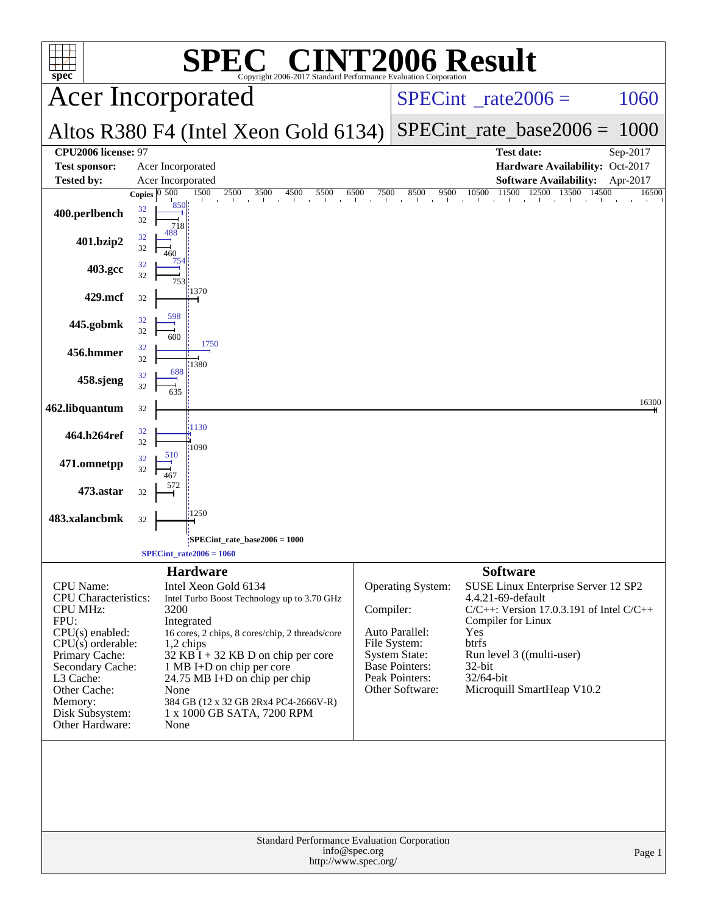# SPEC® CINT2006 Result

Copyright 2006-2017 Standard Performance Evaluation Corporation

## Acer Incorporated

## Altos R380 F4 (Intel Xeon Gold 6134)

SPECint_rate2006 = 1060

SPECint_rate_base2006 = 1000

| | | | |
|---|---|---|---|
| **CPU2006 license:** 97 | | **Test date:** | Sep-2017 |
| **Test sponsor:** | Acer Incorporated | **Hardware Availability:** | Oct-2017 |
| **Tested by:** | Acer Incorporated | **Software Availability:** | Apr-2017 |

| Benchmark | Copies (peak) | Peak | Copies (base) | Base |
|---|---|---|---|---|
| 400.perlbench | 32 | 850 | 32 | 718 |
| 401.bzip2 | 32 | 488 | 32 | 460 |
| 403.gcc | 32 | 754 | 32 | 753 |
| 429.mcf | | | 32 | 1370 |
| 445.gobmk | 32 | 598 | 32 | 600 |
| 456.hmmer | 32 | 1750 | 32 | 1380 |
| 458.sjeng | 32 | 688 | 32 | 635 |
| 462.libquantum | | | 32 | 16300 |
| 464.h264ref | 32 | 1130 | 32 | 1090 |
| 471.omnetpp | 32 | 510 | 32 | 467 |
| 473.astar | | | 32 | 572 |
| 483.xalancbmk | | | 32 | 1250 |

SPECint_rate_base2006 = 1000

SPECint_rate2006 = 1060

## Hardware

| | |
|---|---|
| CPU Name: | Intel Xeon Gold 6134 |
| CPU Characteristics: | Intel Turbo Boost Technology up to 3.70 GHz |
| CPU MHz: | 3200 |
| FPU: | Integrated |
| CPU(s) enabled: | 16 cores, 2 chips, 8 cores/chip, 2 threads/core |
| CPU(s) orderable: | 1,2 chips |
| Primary Cache: | 32 KB I + 32 KB D on chip per core |
| Secondary Cache: | 1 MB I+D on chip per core |
| L3 Cache: | 24.75 MB I+D on chip per chip |
| Other Cache: | None |
| Memory: | 384 GB (12 x 32 GB 2Rx4 PC4-2666V-R) |
| Disk Subsystem: | 1 x 1000 GB SATA, 7200 RPM |
| Other Hardware: | None |

## Software

| | |
|---|---|
| Operating System: | SUSE Linux Enterprise Server 12 SP2 4.4.21-69-default |
| Compiler: | C/C++: Version 17.0.3.191 of Intel C/C++ Compiler for Linux |
| Auto Parallel: | Yes |
| File System: | btrfs |
| System State: | Run level 3 ((multi-user) |
| Base Pointers: | 32-bit |
| Peak Pointers: | 32/64-bit |
| Other Software: | Microquill SmartHeap V10.2 |

Standard Performance Evaluation Corporation
info@spec.org
http://www.spec.org/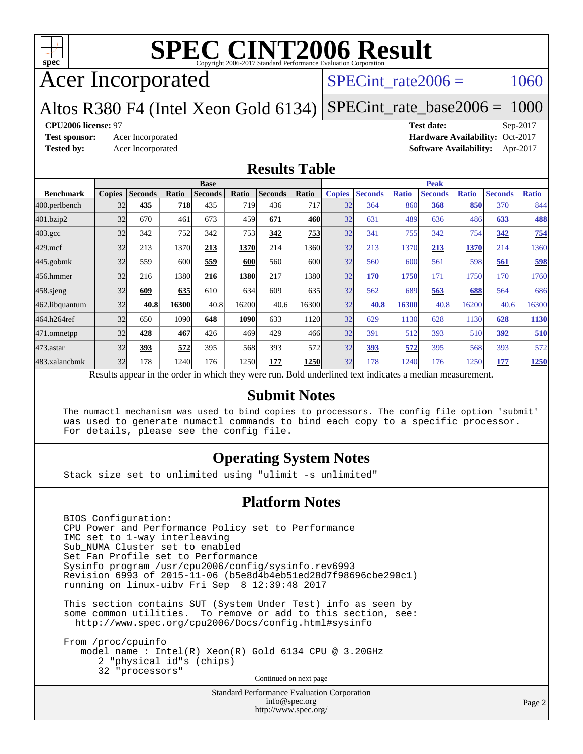# SPEC CINT2006 Result

Copyright 2006-2017 Standard Performance Evaluation Corporation

## Acer Incorporated

Altos R380 F4 (Intel Xeon Gold 6134)

SPECint_rate2006 = 1060

SPECint_rate_base2006 = 1000

**CPU2006 license:** 97
**Test sponsor:** Acer Incorporated
**Tested by:** Acer Incorporated

**Test date:** Sep-2017
**Hardware Availability:** Oct-2017
**Software Availability:** Apr-2017

## Results Table

| Benchmark | Base | | | | | | | Peak | | | | | | |
|---|---|---|---|---|---|---|---|---|---|---|---|---|---|---|
| | Copies | Seconds | Ratio | Seconds | Ratio | Seconds | Ratio | Copies | Seconds | Ratio | Seconds | Ratio | Seconds | Ratio |
| 400.perlbench | 32 | **435** | **718** | 435 | 719 | 436 | 717 | 32 | 364 | 860 | **368** | **850** | 370 | 844 |
| 401.bzip2 | 32 | 670 | 461 | 673 | 459 | **671** | **460** | 32 | 631 | 489 | 636 | 486 | **633** | **488** |
| 403.gcc | 32 | 342 | 752 | 342 | 753 | **342** | **753** | 32 | 341 | 755 | 342 | 754 | **342** | **754** |
| 429.mcf | 32 | 213 | 1370 | **213** | **1370** | 214 | 1360 | 32 | 213 | 1370 | **213** | **1370** | 214 | 1360 |
| 445.gobmk | 32 | 559 | 600 | **559** | **600** | 560 | 600 | 32 | 560 | 600 | 561 | 598 | **561** | **598** |
| 456.hmmer | 32 | 216 | 1380 | **216** | **1380** | 217 | 1380 | 32 | **170** | **1750** | 171 | 1750 | 170 | 1760 |
| 458.sjeng | 32 | **609** | **635** | 610 | 634 | 609 | 635 | 32 | 562 | 689 | **563** | **688** | 564 | 686 |
| 462.libquantum | 32 | **40.8** | **16300** | 40.8 | 16200 | 40.6 | 16300 | 32 | **40.8** | **16300** | 40.8 | 16200 | 40.6 | 16300 |
| 464.h264ref | 32 | 650 | 1090 | **648** | **1090** | 633 | 1120 | 32 | 629 | 1130 | 628 | 1130 | **628** | **1130** |
| 471.omnetpp | 32 | **428** | **467** | 426 | 469 | 429 | 466 | 32 | 391 | 512 | 393 | 510 | **392** | **510** |
| 473.astar | 32 | **393** | **572** | 395 | 568 | 393 | 572 | 32 | **393** | **572** | 395 | 568 | 393 | 572 |
| 483.xalancbmk | 32 | 178 | 1240 | 176 | 1250 | **177** | **1250** | 32 | 178 | 1240 | 176 | 1250 | **177** | **1250** |

Results appear in the order in which they were run. Bold underlined text indicates a median measurement.

## Submit Notes

```
The numactl mechanism was used to bind copies to processors. The config file option 'submit'
was used to generate numactl commands to bind each copy to a specific processor.
For details, please see the config file.
```

## Operating System Notes

```
Stack size set to unlimited using "ulimit -s unlimited"
```

## Platform Notes

```
BIOS Configuration:
CPU Power and Performance Policy set to Performance
IMC set to 1-way interleaving
Sub_NUMA Cluster set to enabled
Set Fan Profile set to Performance
Sysinfo program /usr/cpu2006/config/sysinfo.rev6993
Revision 6993 of 2015-11-06 (b5e8d4b4eb51ed28d7f98696cbe290c1)
running on linux-uibv Fri Sep  8 12:39:48 2017

This section contains SUT (System Under Test) info as seen by
some common utilities.  To remove or add to this section, see:
  http://www.spec.org/cpu2006/Docs/config.html#sysinfo

From /proc/cpuinfo
   model name : Intel(R) Xeon(R) Gold 6134 CPU @ 3.20GHz
      2 "physical id"s (chips)
      32 "processors"
```

Continued on next page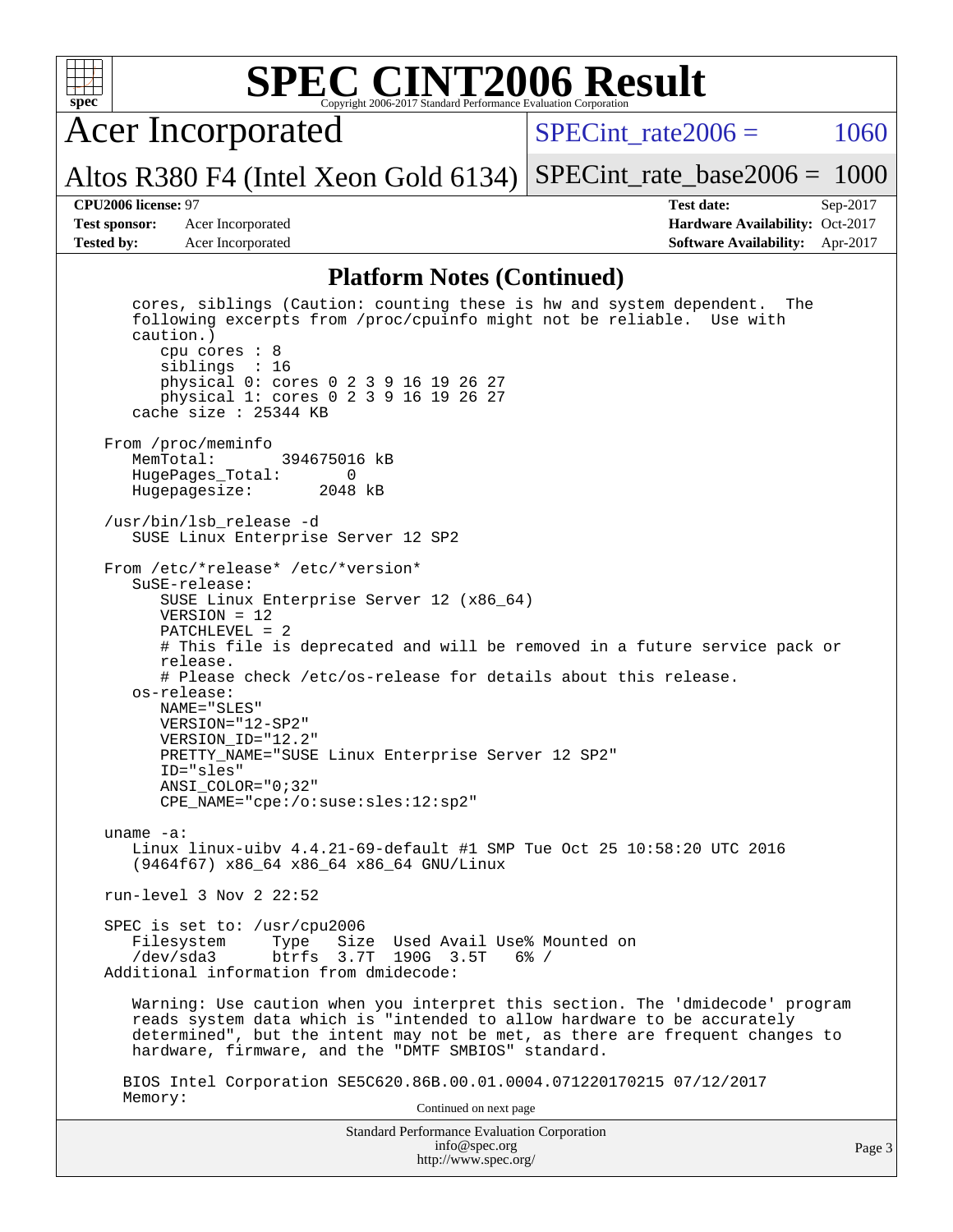# SPEC CINT2006 Result

Copyright 2006-2017 Standard Performance Evaluation Corporation

**Acer Incorporated**

**Altos R380 F4 (Intel Xeon Gold 6134)**

SPECint_rate2006 = 1060

SPECint_rate_base2006 = 1000

**CPU2006 license:** 97
**Test sponsor:** Acer Incorporated
**Tested by:** Acer Incorporated

**Test date:** Sep-2017
**Hardware Availability:** Oct-2017
**Software Availability:** Apr-2017

## Platform Notes (Continued)

```
   cores, siblings (Caution: counting these is hw and system dependent.  The
   following excerpts from /proc/cpuinfo might not be reliable.  Use with
   caution.)
      cpu cores : 8
      siblings  : 16
      physical 0: cores 0 2 3 9 16 19 26 27
      physical 1: cores 0 2 3 9 16 19 26 27
   cache size : 25344 KB

From /proc/meminfo
   MemTotal:       394675016 kB
   HugePages_Total:       0
   Hugepagesize:       2048 kB

/usr/bin/lsb_release -d
   SUSE Linux Enterprise Server 12 SP2

From /etc/*release* /etc/*version*
   SuSE-release:
      SUSE Linux Enterprise Server 12 (x86_64)
      VERSION = 12
      PATCHLEVEL = 2
      # This file is deprecated and will be removed in a future service pack or
      release.
      # Please check /etc/os-release for details about this release.
   os-release:
      NAME="SLES"
      VERSION="12-SP2"
      VERSION_ID="12.2"
      PRETTY_NAME="SUSE Linux Enterprise Server 12 SP2"
      ID="sles"
      ANSI_COLOR="0;32"
      CPE_NAME="cpe:/o:suse:sles:12:sp2"

uname -a:
   Linux linux-uibv 4.4.21-69-default #1 SMP Tue Oct 25 10:58:20 UTC 2016
   (9464f67) x86_64 x86_64 x86_64 GNU/Linux

run-level 3 Nov 2 22:52

SPEC is set to: /usr/cpu2006
   Filesystem     Type   Size  Used Avail Use% Mounted on
   /dev/sda3      btrfs  3.7T  190G  3.5T   6% /
Additional information from dmidecode:

   Warning: Use caution when you interpret this section. The 'dmidecode' program
   reads system data which is "intended to allow hardware to be accurately
   determined", but the intent may not be met, as there are frequent changes to
   hardware, firmware, and the "DMTF SMBIOS" standard.

  BIOS Intel Corporation SE5C620.86B.00.01.0004.071220170215 07/12/2017
  Memory:
```

Continued on next page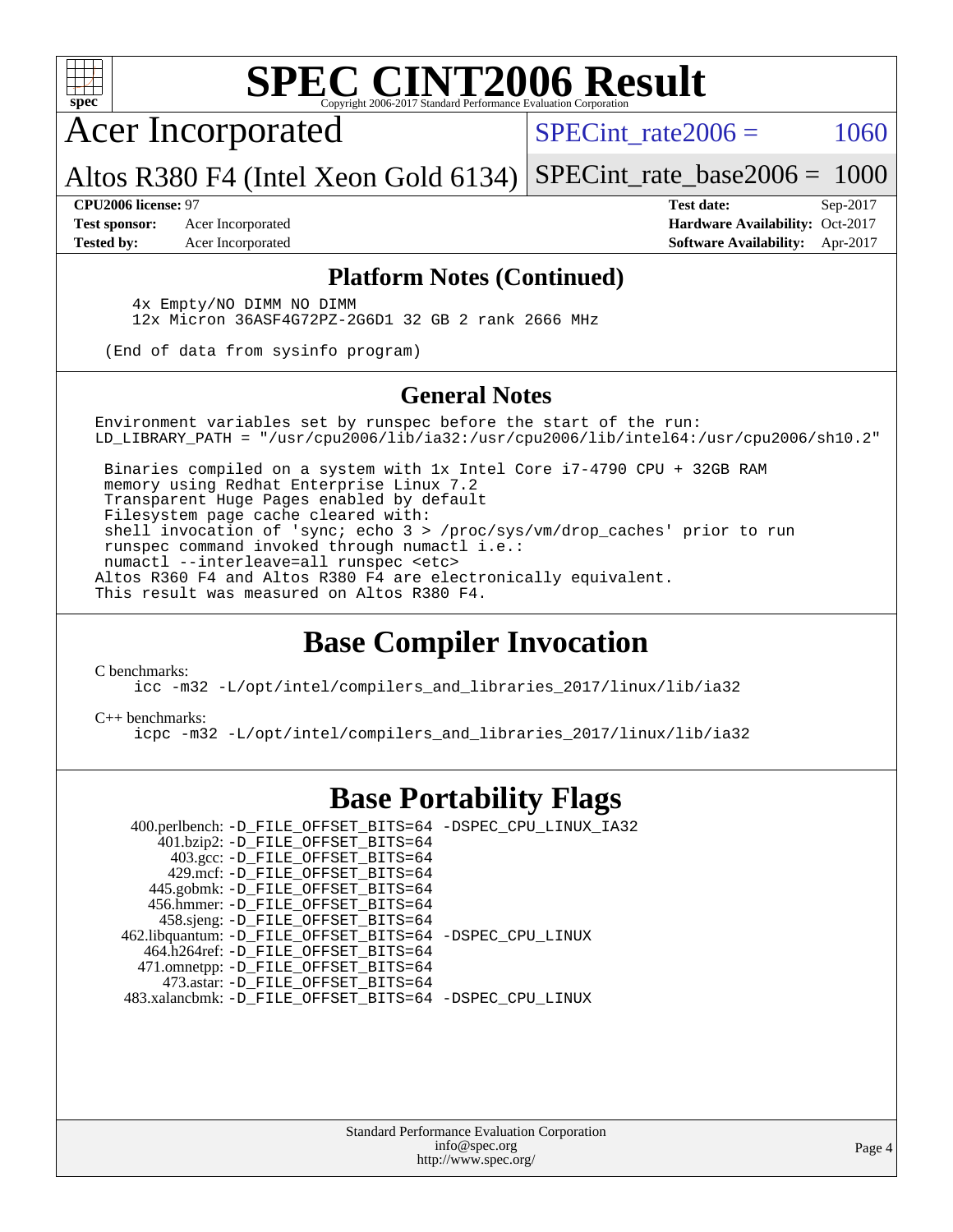# SPEC CINT2006 Result

Copyright 2006-2017 Standard Performance Evaluation Corporation

## Acer Incorporated

Altos R380 F4 (Intel Xeon Gold 6134)

SPECint_rate2006 = 1060

SPECint_rate_base2006 = 1000

**CPU2006 license:** 97
**Test sponsor:** Acer Incorporated
**Tested by:** Acer Incorporated

**Test date:** Sep-2017
**Hardware Availability:** Oct-2017
**Software Availability:** Apr-2017

## Platform Notes (Continued)

```
    4x Empty/NO DIMM NO DIMM
    12x Micron 36ASF4G72PZ-2G6D1 32 GB 2 rank 2666 MHz

 (End of data from sysinfo program)
```

## General Notes

```
Environment variables set by runspec before the start of the run:
LD_LIBRARY_PATH = "/usr/cpu2006/lib/ia32:/usr/cpu2006/lib/intel64:/usr/cpu2006/sh10.2"

 Binaries compiled on a system with 1x Intel Core i7-4790 CPU + 32GB RAM
 memory using Redhat Enterprise Linux 7.2
 Transparent Huge Pages enabled by default
 Filesystem page cache cleared with:
 shell invocation of 'sync; echo 3 > /proc/sys/vm/drop_caches' prior to run
 runspec command invoked through numactl i.e.:
 numactl --interleave=all runspec <etc>
Altos R360 F4 and Altos R380 F4 are electronically equivalent.
This result was measured on Altos R380 F4.
```

## Base Compiler Invocation

C benchmarks:

```
icc -m32 -L/opt/intel/compilers_and_libraries_2017/linux/lib/ia32
```

C++ benchmarks:

```
icpc -m32 -L/opt/intel/compilers_and_libraries_2017/linux/lib/ia32
```

## Base Portability Flags

```
  400.perlbench: -D_FILE_OFFSET_BITS=64 -DSPEC_CPU_LINUX_IA32
      401.bzip2: -D_FILE_OFFSET_BITS=64
        403.gcc: -D_FILE_OFFSET_BITS=64
        429.mcf: -D_FILE_OFFSET_BITS=64
      445.gobmk: -D_FILE_OFFSET_BITS=64
      456.hmmer: -D_FILE_OFFSET_BITS=64
      458.sjeng: -D_FILE_OFFSET_BITS=64
 462.libquantum: -D_FILE_OFFSET_BITS=64 -DSPEC_CPU_LINUX
    464.h264ref: -D_FILE_OFFSET_BITS=64
    471.omnetpp: -D_FILE_OFFSET_BITS=64
      473.astar: -D_FILE_OFFSET_BITS=64
 483.xalancbmk: -D_FILE_OFFSET_BITS=64 -DSPEC_CPU_LINUX
```

Standard Performance Evaluation Corporation
info@spec.org
http://www.spec.org/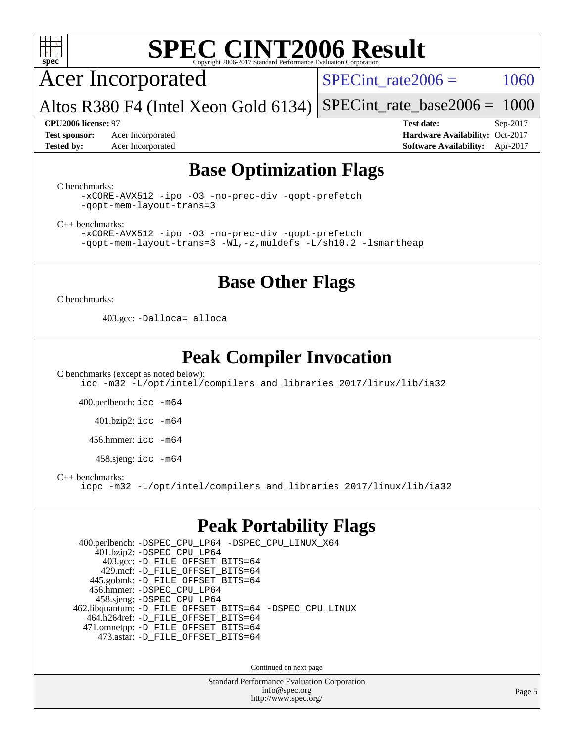# SPEC CINT2006 Result

Copyright 2006-2017 Standard Performance Evaluation Corporation

## Acer Incorporated

**Altos R380 F4 (Intel Xeon Gold 6134)**

SPECint_rate2006 = 1060

SPECint_rate_base2006 = 1000

| | | | |
|---|---|---|---|
| **CPU2006 license:** 97 | | **Test date:** | Sep-2017 |
| **Test sponsor:** | Acer Incorporated | **Hardware Availability:** | Oct-2017 |
| **Tested by:** | Acer Incorporated | **Software Availability:** | Apr-2017 |

## Base Optimization Flags

C benchmarks:

```
-xCORE-AVX512 -ipo -O3 -no-prec-div -qopt-prefetch
-qopt-mem-layout-trans=3
```

C++ benchmarks:

```
-xCORE-AVX512 -ipo -O3 -no-prec-div -qopt-prefetch
-qopt-mem-layout-trans=3 -Wl,-z,muldefs -L/sh10.2 -lsmartheap
```

## Base Other Flags

C benchmarks:

403.gcc: `-Dalloca=_alloca`

## Peak Compiler Invocation

C benchmarks (except as noted below):

```
icc -m32 -L/opt/intel/compilers_and_libraries_2017/linux/lib/ia32
```

400.perlbench: `icc -m64`

401.bzip2: `icc -m64`

456.hmmer: `icc -m64`

458.sjeng: `icc -m64`

C++ benchmarks:

```
icpc -m32 -L/opt/intel/compilers_and_libraries_2017/linux/lib/ia32
```

## Peak Portability Flags

400.perlbench: `-DSPEC_CPU_LP64 -DSPEC_CPU_LINUX_X64`
401.bzip2: `-DSPEC_CPU_LP64`
403.gcc: `-D_FILE_OFFSET_BITS=64`
429.mcf: `-D_FILE_OFFSET_BITS=64`
445.gobmk: `-D_FILE_OFFSET_BITS=64`
456.hmmer: `-DSPEC_CPU_LP64`
458.sjeng: `-DSPEC_CPU_LP64`
462.libquantum: `-D_FILE_OFFSET_BITS=64 -DSPEC_CPU_LINUX`
464.h264ref: `-D_FILE_OFFSET_BITS=64`
471.omnetpp: `-D_FILE_OFFSET_BITS=64`
473.astar: `-D_FILE_OFFSET_BITS=64`

Continued on next page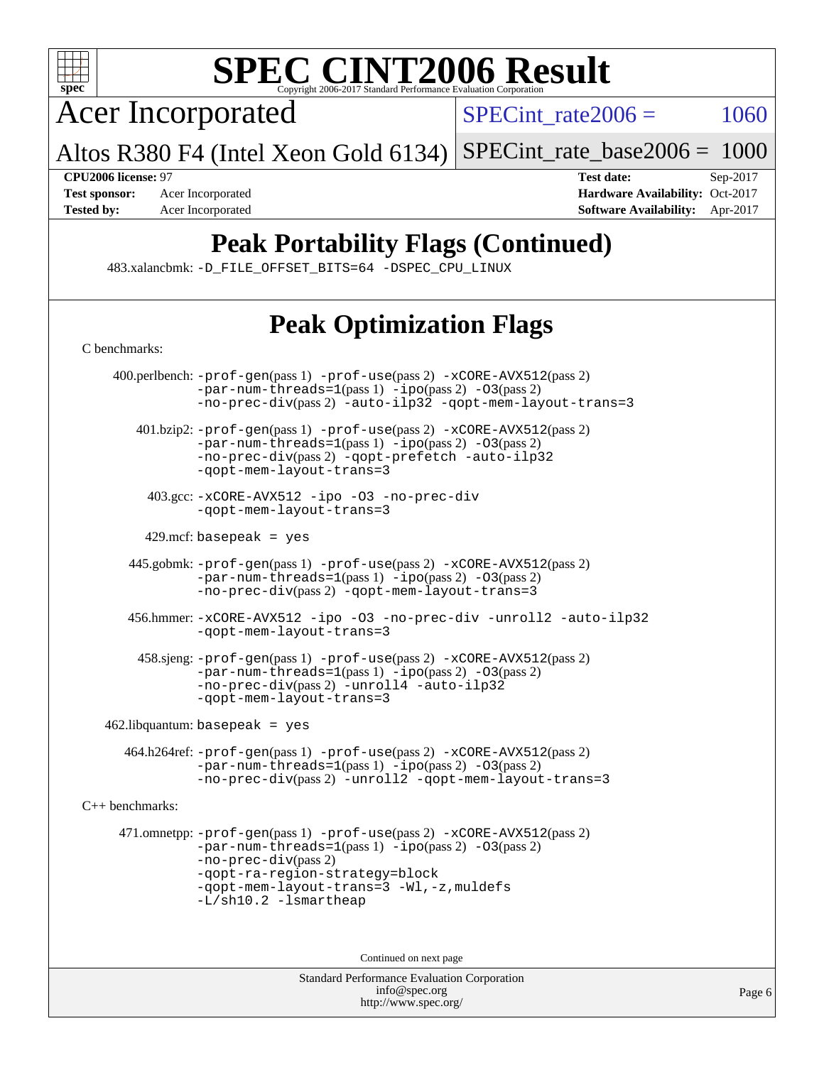# SPEC CINT2006 Result

Copyright 2006-2017 Standard Performance Evaluation Corporation

## Acer Incorporated

Altos R380 F4 (Intel Xeon Gold 6134)

SPECint_rate2006 = 1060

SPECint_rate_base2006 = 1000

| | | | |
|---|---|---|---|
| **CPU2006 license:** 97 | | **Test date:** | Sep-2017 |
| **Test sponsor:** | Acer Incorporated | **Hardware Availability:** | Oct-2017 |
| **Tested by:** | Acer Incorporated | **Software Availability:** | Apr-2017 |

## Peak Portability Flags (Continued)

483.xalancbmk: -D_FILE_OFFSET_BITS=64 -DSPEC_CPU_LINUX

## Peak Optimization Flags

C benchmarks:

400.perlbench: -prof-gen(pass 1) -prof-use(pass 2) -xCORE-AVX512(pass 2) -par-num-threads=1(pass 1) -ipo(pass 2) -O3(pass 2) -no-prec-div(pass 2) -auto-ilp32 -qopt-mem-layout-trans=3

401.bzip2: -prof-gen(pass 1) -prof-use(pass 2) -xCORE-AVX512(pass 2) -par-num-threads=1(pass 1) -ipo(pass 2) -O3(pass 2) -no-prec-div(pass 2) -qopt-prefetch -auto-ilp32 -qopt-mem-layout-trans=3

403.gcc: -xCORE-AVX512 -ipo -O3 -no-prec-div -qopt-mem-layout-trans=3

429.mcf: basepeak = yes

445.gobmk: -prof-gen(pass 1) -prof-use(pass 2) -xCORE-AVX512(pass 2) -par-num-threads=1(pass 1) -ipo(pass 2) -O3(pass 2) -no-prec-div(pass 2) -qopt-mem-layout-trans=3

456.hmmer: -xCORE-AVX512 -ipo -O3 -no-prec-div -unroll2 -auto-ilp32 -qopt-mem-layout-trans=3

458.sjeng: -prof-gen(pass 1) -prof-use(pass 2) -xCORE-AVX512(pass 2) -par-num-threads=1(pass 1) -ipo(pass 2) -O3(pass 2) -no-prec-div(pass 2) -unroll4 -auto-ilp32 -qopt-mem-layout-trans=3

462.libquantum: basepeak = yes

464.h264ref: -prof-gen(pass 1) -prof-use(pass 2) -xCORE-AVX512(pass 2) -par-num-threads=1(pass 1) -ipo(pass 2) -O3(pass 2) -no-prec-div(pass 2) -unroll2 -qopt-mem-layout-trans=3

C++ benchmarks:

471.omnetpp: -prof-gen(pass 1) -prof-use(pass 2) -xCORE-AVX512(pass 2) -par-num-threads=1(pass 1) -ipo(pass 2) -O3(pass 2) -no-prec-div(pass 2) -qopt-ra-region-strategy=block -qopt-mem-layout-trans=3 -Wl,-z,muldefs -L/sh10.2 -lsmartheap

Continued on next page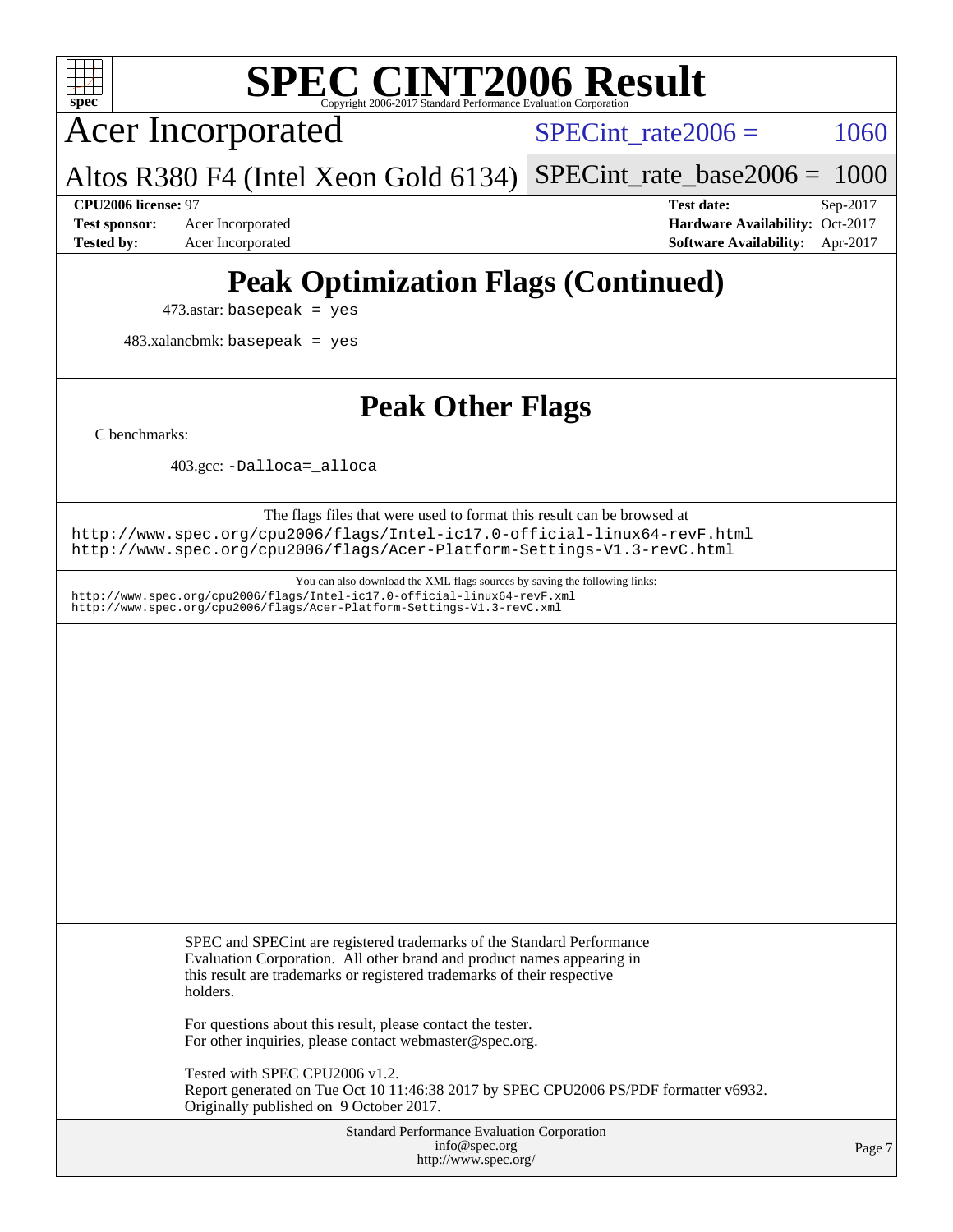## Peak Optimization Flags (Continued)

473.astar: basepeak = yes

483.xalancbmk: basepeak = yes

## Peak Other Flags

C benchmarks:

403.gcc: -Dalloca=_alloca

The flags files that were used to format this result can be browsed at
http://www.spec.org/cpu2006/flags/Intel-ic17.0-official-linux64-revF.html
http://www.spec.org/cpu2006/flags/Acer-Platform-Settings-V1.3-revC.html

You can also download the XML flags sources by saving the following links:
http://www.spec.org/cpu2006/flags/Intel-ic17.0-official-linux64-revF.xml
http://www.spec.org/cpu2006/flags/Acer-Platform-Settings-V1.3-revC.xml

SPEC and SPECint are registered trademarks of the Standard Performance Evaluation Corporation. All other brand and product names appearing in this result are trademarks or registered trademarks of their respective holders.

For questions about this result, please contact the tester.
For other inquiries, please contact webmaster@spec.org.

Tested with SPEC CPU2006 v1.2.
Report generated on Tue Oct 10 11:46:38 2017 by SPEC CPU2006 PS/PDF formatter v6932.
Originally published on 9 October 2017.